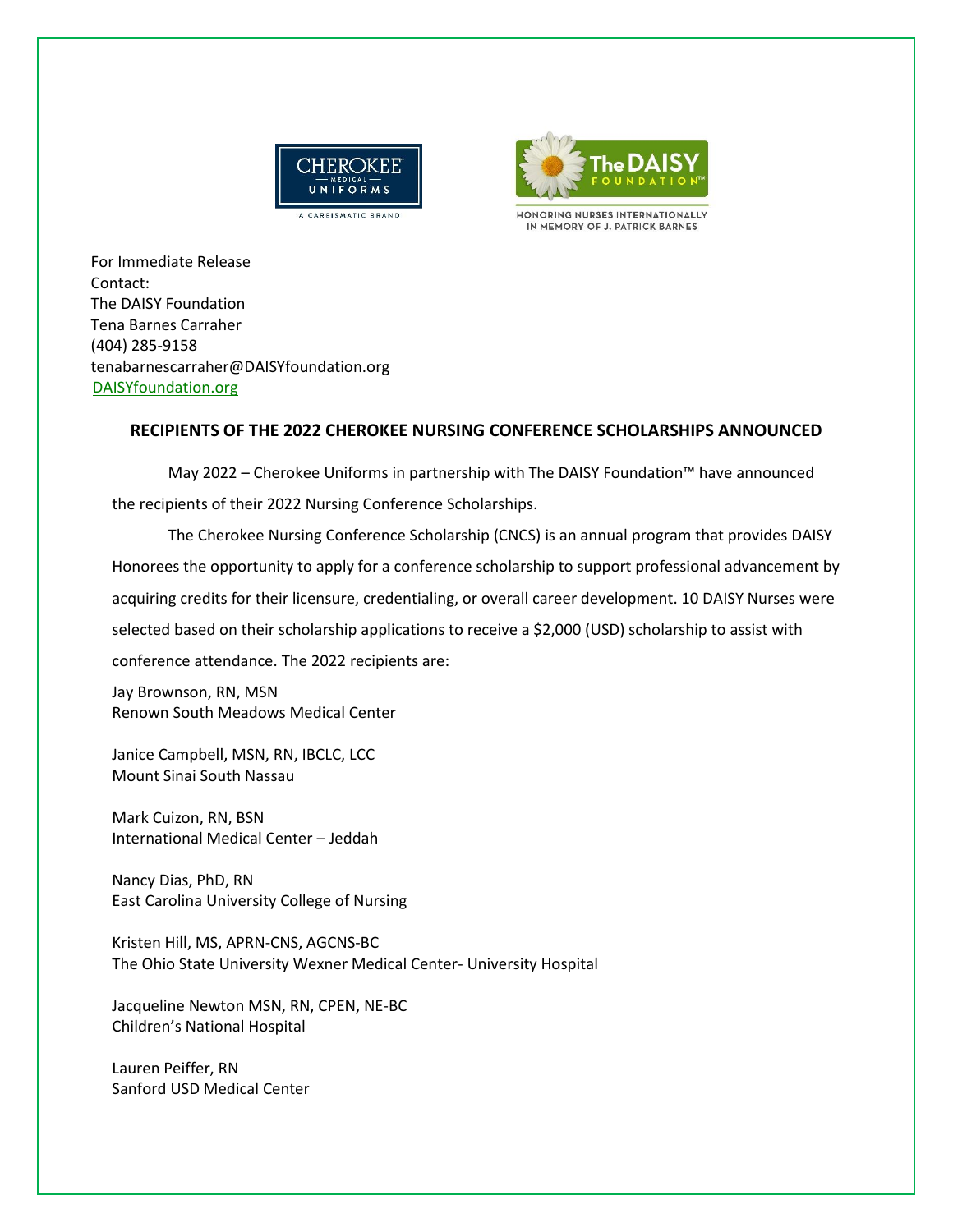For Immediate Release
Contact:
The DAISY Foundation
Tena Barnes Carraher
(404) 285-9158
tenabarnescarraher@DAISYfoundation.org
DAISYfoundation.org

## RECIPIENTS OF THE 2022 CHEROKEE NURSING CONFERENCE SCHOLARSHIPS ANNOUNCED

May 2022 – Cherokee Uniforms in partnership with The DAISY Foundation™ have announced the recipients of their 2022 Nursing Conference Scholarships.

The Cherokee Nursing Conference Scholarship (CNCS) is an annual program that provides DAISY Honorees the opportunity to apply for a conference scholarship to support professional advancement by acquiring credits for their licensure, credentialing, or overall career development. 10 DAISY Nurses were selected based on their scholarship applications to receive a $2,000 (USD) scholarship to assist with conference attendance. The 2022 recipients are:

Jay Brownson, RN, MSN
Renown South Meadows Medical Center

Janice Campbell, MSN, RN, IBCLC, LCC
Mount Sinai South Nassau

Mark Cuizon, RN, BSN
International Medical Center – Jeddah

Nancy Dias, PhD, RN
East Carolina University College of Nursing

Kristen Hill, MS, APRN-CNS, AGCNS-BC
The Ohio State University Wexner Medical Center- University Hospital

Jacqueline Newton MSN, RN, CPEN, NE-BC
Children's National Hospital

Lauren Peiffer, RN
Sanford USD Medical Center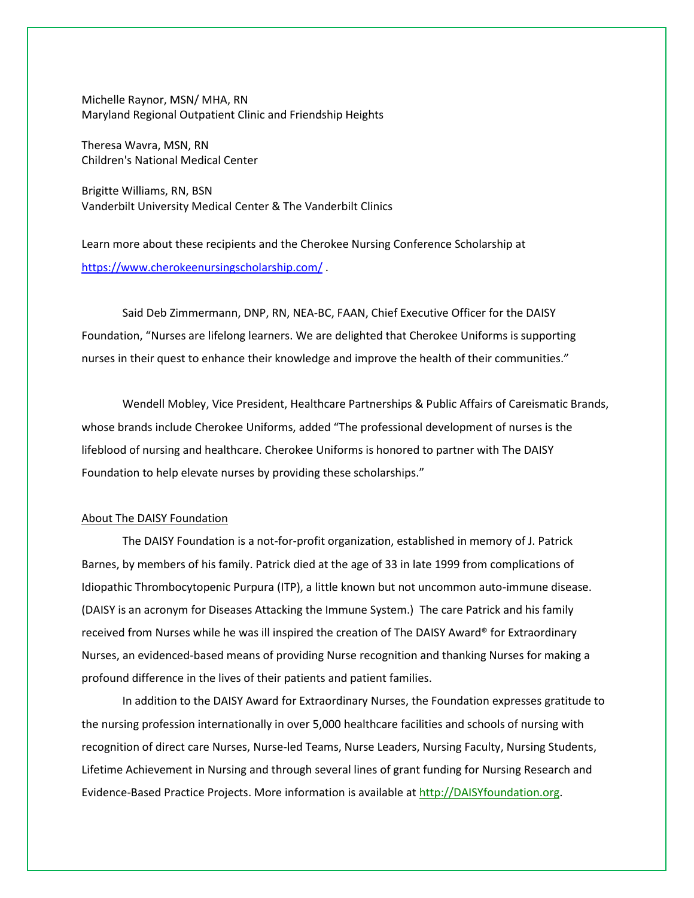Michelle Raynor, MSN/ MHA, RN
Maryland Regional Outpatient Clinic and Friendship Heights

Theresa Wavra, MSN, RN
Children's National Medical Center

Brigitte Williams, RN, BSN
Vanderbilt University Medical Center & The Vanderbilt Clinics

Learn more about these recipients and the Cherokee Nursing Conference Scholarship at https://www.cherokeenursingscholarship.com/ .

Said Deb Zimmermann, DNP, RN, NEA-BC, FAAN, Chief Executive Officer for the DAISY Foundation, "Nurses are lifelong learners. We are delighted that Cherokee Uniforms is supporting nurses in their quest to enhance their knowledge and improve the health of their communities."

Wendell Mobley, Vice President, Healthcare Partnerships & Public Affairs of Careismatic Brands, whose brands include Cherokee Uniforms, added "The professional development of nurses is the lifeblood of nursing and healthcare. Cherokee Uniforms is honored to partner with The DAISY Foundation to help elevate nurses by providing these scholarships."

## About The DAISY Foundation

The DAISY Foundation is a not-for-profit organization, established in memory of J. Patrick Barnes, by members of his family. Patrick died at the age of 33 in late 1999 from complications of Idiopathic Thrombocytopenic Purpura (ITP), a little known but not uncommon auto-immune disease. (DAISY is an acronym for Diseases Attacking the Immune System.) The care Patrick and his family received from Nurses while he was ill inspired the creation of The DAISY Award® for Extraordinary Nurses, an evidenced-based means of providing Nurse recognition and thanking Nurses for making a profound difference in the lives of their patients and patient families.

In addition to the DAISY Award for Extraordinary Nurses, the Foundation expresses gratitude to the nursing profession internationally in over 5,000 healthcare facilities and schools of nursing with recognition of direct care Nurses, Nurse-led Teams, Nurse Leaders, Nursing Faculty, Nursing Students, Lifetime Achievement in Nursing and through several lines of grant funding for Nursing Research and Evidence-Based Practice Projects. More information is available at http://DAISYfoundation.org.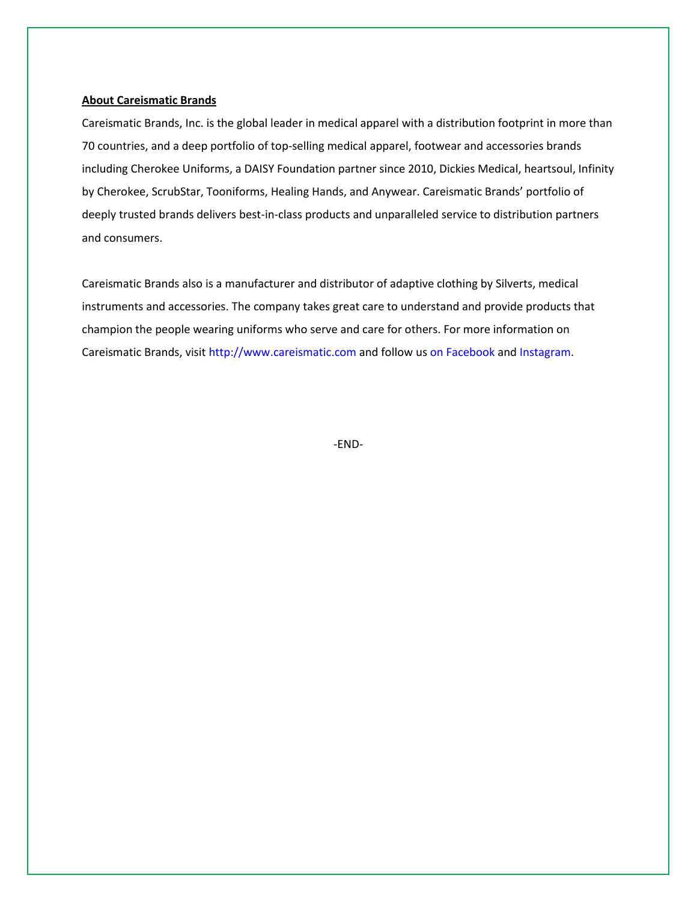**About Careismatic Brands**

Careismatic Brands, Inc. is the global leader in medical apparel with a distribution footprint in more than 70 countries, and a deep portfolio of top-selling medical apparel, footwear and accessories brands including Cherokee Uniforms, a DAISY Foundation partner since 2010, Dickies Medical, heartsoul, Infinity by Cherokee, ScrubStar, Tooniforms, Healing Hands, and Anywear. Careismatic Brands' portfolio of deeply trusted brands delivers best-in-class products and unparalleled service to distribution partners and consumers.

Careismatic Brands also is a manufacturer and distributor of adaptive clothing by Silverts, medical instruments and accessories. The company takes great care to understand and provide products that champion the people wearing uniforms who serve and care for others. For more information on Careismatic Brands, visit http://www.careismatic.com and follow us on Facebook and Instagram.

-END-